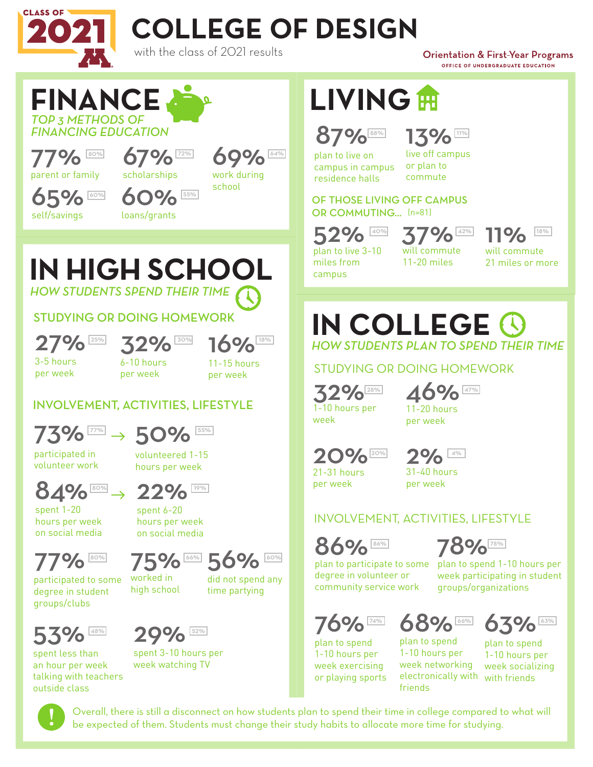CLASS OF 2021

# COLLEGE OF DESIGN

with the class of 2021 results

Orientation & First-Year Programs
OFFICE OF UNDERGRADUATE EDUCATION

## FINANCE

*TOP 3 METHODS OF FINANCING EDUCATION*

77% [80%]
parent or family

67% [72%]
scholarships

69% [64%]
work during school

65% [60%]
self/savings

60% [55%]
loans/grants

## LIVING

87% [88%]
plan to live on campus in campus residence halls

13% [11%]
live off campus or plan to commute

OF THOSE LIVING OFF CAMPUS OR COMMUTING... (n=81)

52% [40%]
plan to live 3-10 miles from campus

37% [42%]
will commute 11-20 miles

11% [18%]
will commute 21 miles or more

## IN HIGH SCHOOL

*HOW STUDENTS SPEND THEIR TIME*

### STUDYING OR DOING HOMEWORK

27% [25%]
3-5 hours per week

32% [30%]
6-10 hours per week

16% [18%]
11-15 hours per week

### INVOLVEMENT, ACTIVITIES, LIFESTYLE

73% [77%]
participated in volunteer work
→ 50% [55%]
volunteered 1-15 hours per week

84% [80%]
spent 1-20 hours per week on social media
→ 22% [19%]
spent 6-20 hours per week on social media

77% [80%]
participated to some degree in student groups/clubs

75% [66%]
worked in high school

56% [60%]
did not spend any time partying

53% [48%]
spent less than an hour per week talking with teachers outside class

29% [52%]
spent 3-10 hours per week watching TV

## IN COLLEGE

*HOW STUDENTS PLAN TO SPEND THEIR TIME*

### STUDYING OR DOING HOMEWORK

32% [28%]
1-10 hours per week

46% [47%]
11-20 hours per week

20% [20%]
21-31 hours per week

2% [4%]
31-40 hours per week

### INVOLVEMENT, ACTIVITIES, LIFESTYLE

86% [86%]
plan to participate to some degree in volunteer or community service work

78% [78%]
plan to spend 1-10 hours per week participating in student groups/organizations

76% [74%]
plan to spend 1-10 hours per week exercising or playing sports

68% [66%]
plan to spend 1-10 hours per week networking electronically with friends

63% [63%]
plan to spend 1-10 hours per week socializing with friends

! Overall, there is still a disconnect on how students plan to spend their time in college compared to what will be expected of them. Students must change their study habits to allocate more time for studying.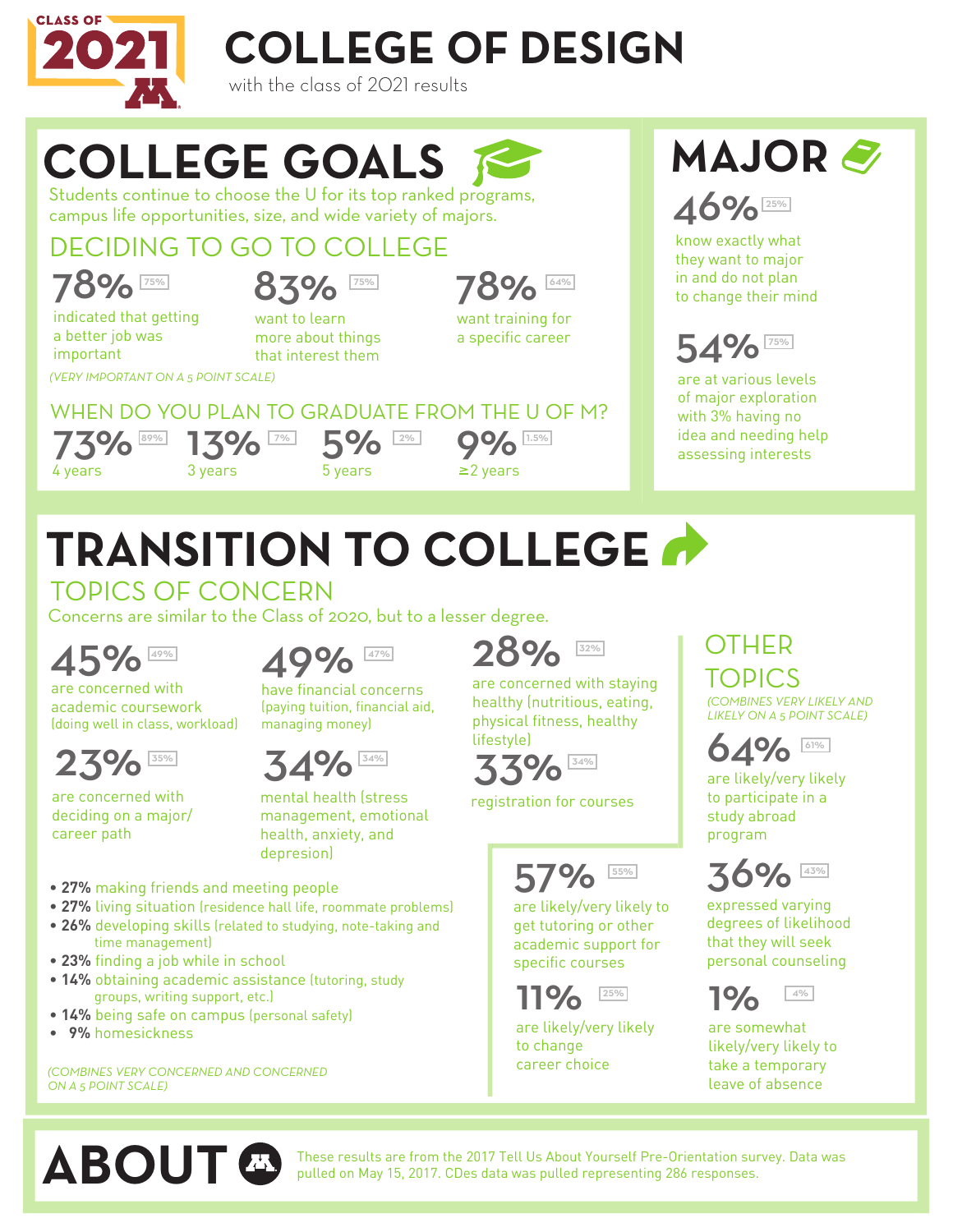# COLLEGE OF DESIGN

with the class of 2021 results

## COLLEGE GOALS

Students continue to choose the U for its top ranked programs, campus life opportunities, size, and wide variety of majors.

### DECIDING TO GO TO COLLEGE

**78%** 75%
indicated that getting a better job was important

**83%** 75%
want to learn more about things that interest them

**78%** 64%
want training for a specific career

*(VERY IMPORTANT ON A 5 POINT SCALE)*

### WHEN DO YOU PLAN TO GRADUATE FROM THE U OF M?

**73%** 89%
4 years

**13%** 7%
3 years

**5%** 2%
5 years

**9%** 1.5%
≥2 years

## MAJOR

**46%** 25%
know exactly what they want to major in and do not plan to change their mind

**54%** 75%
are at various levels of major exploration with 3% having no idea and needing help assessing interests

## TRANSITION TO COLLEGE

### TOPICS OF CONCERN

Concerns are similar to the Class of 2020, but to a lesser degree.

**45%** 49%
are concerned with academic coursework (doing well in class, workload)

**49%** 47%
have financial concerns (paying tuition, financial aid, managing money)

**28%** 32%
are concerned with staying healthy (nutritious, eating, physical fitness, healthy lifestyle)

**23%** 35%
are concerned with deciding on a major/ career path

**34%** 34%
mental health (stress management, emotional health, anxiety, and depression)

**33%** 34%
registration for courses

- **27%** making friends and meeting people
- **27%** living situation (residence hall life, roommate problems)
- **26%** developing skills (related to studying, note-taking and time management)
- **23%** finding a job while in school
- **14%** obtaining academic assistance (tutoring, study groups, writing support, etc.)
- **14%** being safe on campus (personal safety)
- **9%** homesickness

*(COMBINES VERY CONCERNED AND CONCERNED ON A 5 POINT SCALE)*

### OTHER TOPICS

*(COMBINES VERY LIKELY AND LIKELY ON A 5 POINT SCALE)*

**64%** 61%
are likely/very likely to participate in a study abroad program

**57%** 55%
are likely/very likely to get tutoring or other academic support for specific courses

**36%** 43%
expressed varying degrees of likelihood that they will seek personal counseling

**11%** 25%
are likely/very likely to change career choice

**1%** 4%
are somewhat likely/very likely to take a temporary leave of absence

## ABOUT

These results are from the 2017 Tell Us About Yourself Pre-Orientation survey. Data was pulled on May 15, 2017. CDes data was pulled representing 286 responses.